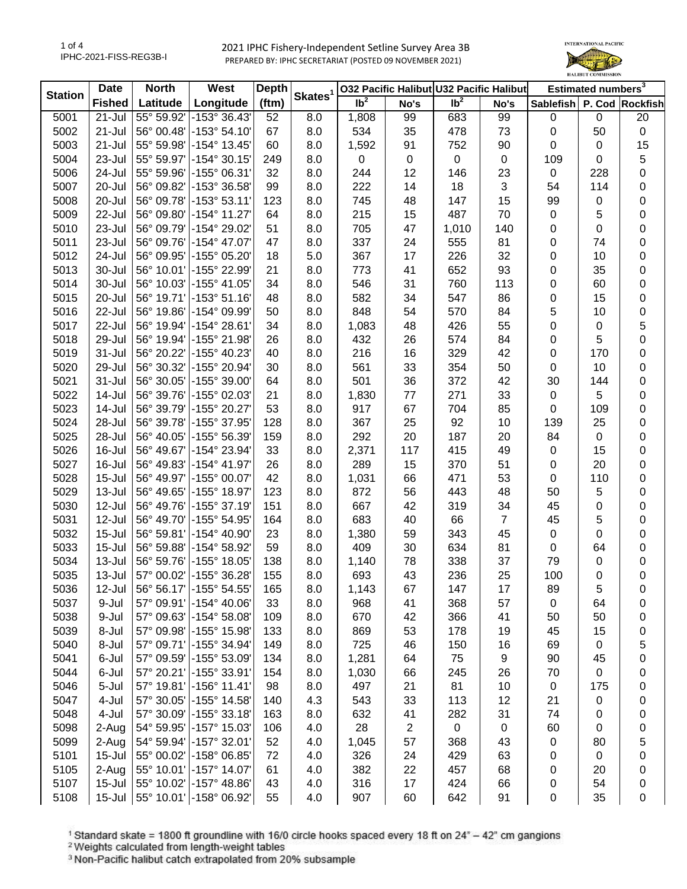# 2021 IPHC Fishery-Independent Setline Survey Area 3B

PREPARED BY: IPHC SECRETARIAT (POSTED 09 NOVEMBER 2021)

| Station | Date | North | West | Depth | Skates[1] | O32 Pacific Halibut | | U32 Pacific Halibut | | Estimated numbers[3] | | |
|---|---|---|---|---|---|---|---|---|---|---|---|---|
| | Fished | Latitude | Longitude | (ftm) | | lb[2] | No's | lb[2] | No's | Sablefish | P. Cod | Rockfish |
| 5001 | 21-Jul | 55° 59.92' | -153° 36.43' | 52 | 8.0 | 1,808 | 99 | 683 | 99 | 0 | 0 | 20 |
| 5002 | 21-Jul | 56° 00.48' | -153° 54.10' | 67 | 8.0 | 534 | 35 | 478 | 73 | 0 | 50 | 0 |
| 5003 | 21-Jul | 55° 59.98' | -154° 13.45' | 60 | 8.0 | 1,592 | 91 | 752 | 90 | 0 | 0 | 15 |
| 5004 | 23-Jul | 55° 59.97' | -154° 30.15' | 249 | 8.0 | 0 | 0 | 0 | 0 | 109 | 0 | 5 |
| 5006 | 24-Jul | 55° 59.96' | -155° 06.31' | 32 | 8.0 | 244 | 12 | 146 | 23 | 0 | 228 | 0 |
| 5007 | 20-Jul | 56° 09.82' | -153° 36.58' | 99 | 8.0 | 222 | 14 | 18 | 3 | 54 | 114 | 0 |
| 5008 | 20-Jul | 56° 09.78' | -153° 53.11' | 123 | 8.0 | 745 | 48 | 147 | 15 | 99 | 0 | 0 |
| 5009 | 22-Jul | 56° 09.80' | -154° 11.27' | 64 | 8.0 | 215 | 15 | 487 | 70 | 0 | 5 | 0 |
| 5010 | 23-Jul | 56° 09.79' | -154° 29.02' | 51 | 8.0 | 705 | 47 | 1,010 | 140 | 0 | 0 | 0 |
| 5011 | 23-Jul | 56° 09.76' | -154° 47.07' | 47 | 8.0 | 337 | 24 | 555 | 81 | 0 | 74 | 0 |
| 5012 | 24-Jul | 56° 09.95' | -155° 05.20' | 18 | 5.0 | 367 | 17 | 226 | 32 | 0 | 10 | 0 |
| 5013 | 30-Jul | 56° 10.01' | -155° 22.99' | 21 | 8.0 | 773 | 41 | 652 | 93 | 0 | 35 | 0 |
| 5014 | 30-Jul | 56° 10.03' | -155° 41.05' | 34 | 8.0 | 546 | 31 | 760 | 113 | 0 | 60 | 0 |
| 5015 | 20-Jul | 56° 19.71' | -153° 51.16' | 48 | 8.0 | 582 | 34 | 547 | 86 | 0 | 15 | 0 |
| 5016 | 22-Jul | 56° 19.86' | -154° 09.99' | 50 | 8.0 | 848 | 54 | 570 | 84 | 5 | 10 | 0 |
| 5017 | 22-Jul | 56° 19.94' | -154° 28.61' | 34 | 8.0 | 1,083 | 48 | 426 | 55 | 0 | 0 | 5 |
| 5018 | 29-Jul | 56° 19.94' | -155° 21.98' | 26 | 8.0 | 432 | 26 | 574 | 84 | 0 | 5 | 0 |
| 5019 | 31-Jul | 56° 20.22' | -155° 40.23' | 40 | 8.0 | 216 | 16 | 329 | 42 | 0 | 170 | 0 |
| 5020 | 29-Jul | 56° 30.32' | -155° 20.94' | 30 | 8.0 | 561 | 33 | 354 | 50 | 0 | 10 | 0 |
| 5021 | 31-Jul | 56° 30.05' | -155° 39.00' | 64 | 8.0 | 501 | 36 | 372 | 42 | 30 | 144 | 0 |
| 5022 | 14-Jul | 56° 39.76' | -155° 02.03' | 21 | 8.0 | 1,830 | 77 | 271 | 33 | 0 | 5 | 0 |
| 5023 | 14-Jul | 56° 39.79' | -155° 20.27' | 53 | 8.0 | 917 | 67 | 704 | 85 | 0 | 109 | 0 |
| 5024 | 28-Jul | 56° 39.78' | -155° 37.95' | 128 | 8.0 | 367 | 25 | 92 | 10 | 139 | 25 | 0 |
| 5025 | 28-Jul | 56° 40.05' | -155° 56.39' | 159 | 8.0 | 292 | 20 | 187 | 20 | 84 | 0 | 0 |
| 5026 | 16-Jul | 56° 49.67' | -154° 23.94' | 33 | 8.0 | 2,371 | 117 | 415 | 49 | 0 | 15 | 0 |
| 5027 | 16-Jul | 56° 49.83' | -154° 41.97' | 26 | 8.0 | 289 | 15 | 370 | 51 | 0 | 20 | 0 |
| 5028 | 15-Jul | 56° 49.97' | -155° 00.07' | 42 | 8.0 | 1,031 | 66 | 471 | 53 | 0 | 110 | 0 |
| 5029 | 13-Jul | 56° 49.65' | -155° 18.97' | 123 | 8.0 | 872 | 56 | 443 | 48 | 50 | 5 | 0 |
| 5030 | 12-Jul | 56° 49.76' | -155° 37.19' | 151 | 8.0 | 667 | 42 | 319 | 34 | 45 | 0 | 0 |
| 5031 | 12-Jul | 56° 49.70' | -155° 54.95' | 164 | 8.0 | 683 | 40 | 66 | 7 | 45 | 5 | 0 |
| 5032 | 15-Jul | 56° 59.81' | -154° 40.90' | 23 | 8.0 | 1,380 | 59 | 343 | 45 | 0 | 0 | 0 |
| 5033 | 15-Jul | 56° 59.88' | -154° 58.92' | 59 | 8.0 | 409 | 30 | 634 | 81 | 0 | 64 | 0 |
| 5034 | 13-Jul | 56° 59.76' | -155° 18.05' | 138 | 8.0 | 1,140 | 78 | 338 | 37 | 79 | 0 | 0 |
| 5035 | 13-Jul | 57° 00.02' | -155° 36.28' | 155 | 8.0 | 693 | 43 | 236 | 25 | 100 | 0 | 0 |
| 5036 | 12-Jul | 56° 56.17' | -155° 54.55' | 165 | 8.0 | 1,143 | 67 | 147 | 17 | 89 | 5 | 0 |
| 5037 | 9-Jul | 57° 09.91' | -154° 40.06' | 33 | 8.0 | 968 | 41 | 368 | 57 | 0 | 64 | 0 |
| 5038 | 9-Jul | 57° 09.63' | -154° 58.08' | 109 | 8.0 | 670 | 42 | 366 | 41 | 50 | 50 | 0 |
| 5039 | 8-Jul | 57° 09.98' | -155° 15.98' | 133 | 8.0 | 869 | 53 | 178 | 19 | 45 | 15 | 0 |
| 5040 | 8-Jul | 57° 09.71' | -155° 34.94' | 149 | 8.0 | 725 | 46 | 150 | 16 | 69 | 0 | 5 |
| 5041 | 6-Jul | 57° 09.59' | -155° 53.09' | 134 | 8.0 | 1,281 | 64 | 75 | 9 | 90 | 45 | 0 |
| 5044 | 6-Jul | 57° 20.21' | -155° 33.91' | 154 | 8.0 | 1,030 | 66 | 245 | 26 | 70 | 0 | 0 |
| 5046 | 5-Jul | 57° 19.81' | -156° 11.41' | 98 | 8.0 | 497 | 21 | 81 | 10 | 0 | 175 | 0 |
| 5047 | 4-Jul | 57° 30.05' | -155° 14.58' | 140 | 4.3 | 543 | 33 | 113 | 12 | 21 | 0 | 0 |
| 5048 | 4-Jul | 57° 30.09' | -155° 33.18' | 163 | 8.0 | 632 | 41 | 282 | 31 | 74 | 0 | 0 |
| 5098 | 2-Aug | 54° 59.95' | -157° 15.03' | 106 | 4.0 | 28 | 2 | 0 | 0 | 60 | 0 | 0 |
| 5099 | 2-Aug | 54° 59.94' | -157° 32.01' | 52 | 4.0 | 1,045 | 57 | 368 | 43 | 0 | 80 | 5 |
| 5101 | 15-Jul | 55° 00.02' | -158° 06.85' | 72 | 4.0 | 326 | 24 | 429 | 63 | 0 | 0 | 0 |
| 5105 | 2-Aug | 55° 10.01' | -157° 14.07' | 61 | 4.0 | 382 | 22 | 457 | 68 | 0 | 20 | 0 |
| 5107 | 15-Jul | 55° 10.02' | -157° 48.86' | 43 | 4.0 | 316 | 17 | 424 | 66 | 0 | 54 | 0 |
| 5108 | 15-Jul | 55° 10.01' | -158° 06.92' | 55 | 4.0 | 907 | 60 | 642 | 91 | 0 | 35 | 0 |

[1] Standard skate = 1800 ft groundline with 16/0 circle hooks spaced every 18 ft on 24" – 42" cm gangions

[2] Weights calculated from length-weight tables

[3] Non-Pacific halibut catch extrapolated from 20% subsample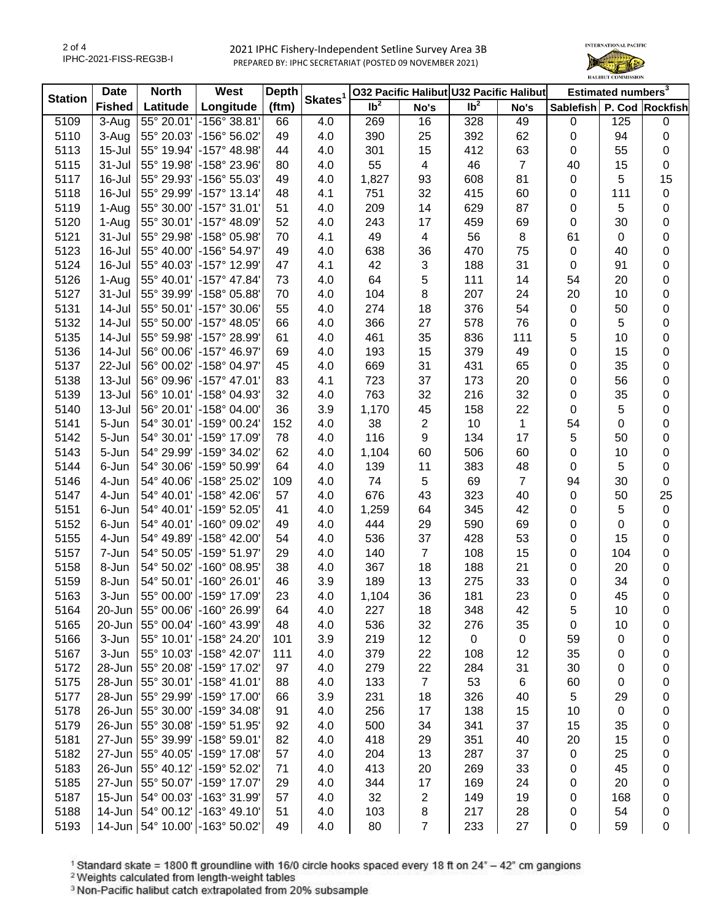# 2021 IPHC Fishery-Independent Setline Survey Area 3B

PREPARED BY: IPHC SECRETARIAT (POSTED 09 NOVEMBER 2021)

| Station | Date | North | West | Depth | Skates[1] | O32 Pacific Halibut | | U32 Pacific Halibut | | Estimated numbers[3] | | |
|---|---|---|---|---|---|---|---|---|---|---|---|---|
| | Fished | Latitude | Longitude | (ftm) | | lb[2] | No's | lb[2] | No's | Sablefish | P. Cod | Rockfish |
| 5109 | 3-Aug | 55° 20.01' | -156° 38.81' | 66 | 4.0 | 269 | 16 | 328 | 49 | 0 | 125 | 0 |
| 5110 | 3-Aug | 55° 20.03' | -156° 56.02' | 49 | 4.0 | 390 | 25 | 392 | 62 | 0 | 94 | 0 |
| 5113 | 15-Jul | 55° 19.94' | -157° 48.98' | 44 | 4.0 | 301 | 15 | 412 | 63 | 0 | 55 | 0 |
| 5115 | 31-Jul | 55° 19.98' | -158° 23.96' | 80 | 4.0 | 55 | 4 | 46 | 7 | 40 | 15 | 0 |
| 5117 | 16-Jul | 55° 29.93' | -156° 55.03' | 49 | 4.0 | 1,827 | 93 | 608 | 81 | 0 | 5 | 15 |
| 5118 | 16-Jul | 55° 29.99' | -157° 13.14' | 48 | 4.1 | 751 | 32 | 415 | 60 | 0 | 111 | 0 |
| 5119 | 1-Aug | 55° 30.00' | -157° 31.01' | 51 | 4.0 | 209 | 14 | 629 | 87 | 0 | 5 | 0 |
| 5120 | 1-Aug | 55° 30.01' | -157° 48.09' | 52 | 4.0 | 243 | 17 | 459 | 69 | 0 | 30 | 0 |
| 5121 | 31-Jul | 55° 29.98' | -158° 05.98' | 70 | 4.1 | 49 | 4 | 56 | 8 | 61 | 0 | 0 |
| 5123 | 16-Jul | 55° 40.00' | -156° 54.97' | 49 | 4.0 | 638 | 36 | 470 | 75 | 0 | 40 | 0 |
| 5124 | 16-Jul | 55° 40.03' | -157° 12.99' | 47 | 4.1 | 42 | 3 | 188 | 31 | 0 | 91 | 0 |
| 5126 | 1-Aug | 55° 40.01' | -157° 47.84' | 73 | 4.0 | 64 | 5 | 111 | 14 | 54 | 20 | 0 |
| 5127 | 31-Jul | 55° 39.99' | -158° 05.88' | 70 | 4.0 | 104 | 8 | 207 | 24 | 20 | 10 | 0 |
| 5131 | 14-Jul | 55° 50.01' | -157° 30.06' | 55 | 4.0 | 274 | 18 | 376 | 54 | 0 | 50 | 0 |
| 5132 | 14-Jul | 55° 50.00' | -157° 48.05' | 66 | 4.0 | 366 | 27 | 578 | 76 | 0 | 5 | 0 |
| 5135 | 14-Jul | 55° 59.98' | -157° 28.99' | 61 | 4.0 | 461 | 35 | 836 | 111 | 5 | 10 | 0 |
| 5136 | 14-Jul | 56° 00.06' | -157° 46.97' | 69 | 4.0 | 193 | 15 | 379 | 49 | 0 | 15 | 0 |
| 5137 | 22-Jul | 56° 00.02' | -158° 04.97' | 45 | 4.0 | 669 | 31 | 431 | 65 | 0 | 35 | 0 |
| 5138 | 13-Jul | 56° 09.96' | -157° 47.01' | 83 | 4.1 | 723 | 37 | 173 | 20 | 0 | 56 | 0 |
| 5139 | 13-Jul | 56° 10.01' | -158° 04.93' | 32 | 4.0 | 763 | 32 | 216 | 32 | 0 | 35 | 0 |
| 5140 | 13-Jul | 56° 20.01' | -158° 04.00' | 36 | 3.9 | 1,170 | 45 | 158 | 22 | 0 | 5 | 0 |
| 5141 | 5-Jun | 54° 30.01' | -159° 00.24' | 152 | 4.0 | 38 | 2 | 10 | 1 | 54 | 0 | 0 |
| 5142 | 5-Jun | 54° 30.01' | -159° 17.09' | 78 | 4.0 | 116 | 9 | 134 | 17 | 5 | 50 | 0 |
| 5143 | 5-Jun | 54° 29.99' | -159° 34.02' | 62 | 4.0 | 1,104 | 60 | 506 | 60 | 0 | 10 | 0 |
| 5144 | 6-Jun | 54° 30.06' | -159° 50.99' | 64 | 4.0 | 139 | 11 | 383 | 48 | 0 | 5 | 0 |
| 5146 | 4-Jun | 54° 40.06' | -158° 25.02' | 109 | 4.0 | 74 | 5 | 69 | 7 | 94 | 30 | 0 |
| 5147 | 4-Jun | 54° 40.01' | -158° 42.06' | 57 | 4.0 | 676 | 43 | 323 | 40 | 0 | 50 | 25 |
| 5151 | 6-Jun | 54° 40.01' | -159° 52.05' | 41 | 4.0 | 1,259 | 64 | 345 | 42 | 0 | 5 | 0 |
| 5152 | 6-Jun | 54° 40.01' | -160° 09.02' | 49 | 4.0 | 444 | 29 | 590 | 69 | 0 | 0 | 0 |
| 5155 | 4-Jun | 54° 49.89' | -158° 42.00' | 54 | 4.0 | 536 | 37 | 428 | 53 | 0 | 15 | 0 |
| 5157 | 7-Jun | 54° 50.05' | -159° 51.97' | 29 | 4.0 | 140 | 7 | 108 | 15 | 0 | 104 | 0 |
| 5158 | 8-Jun | 54° 50.02' | -160° 08.95' | 38 | 4.0 | 367 | 18 | 188 | 21 | 0 | 20 | 0 |
| 5159 | 8-Jun | 54° 50.01' | -160° 26.01' | 46 | 3.9 | 189 | 13 | 275 | 33 | 0 | 34 | 0 |
| 5163 | 3-Jun | 55° 00.00' | -159° 17.09' | 23 | 4.0 | 1,104 | 36 | 181 | 23 | 0 | 45 | 0 |
| 5164 | 20-Jun | 55° 00.06' | -160° 26.99' | 64 | 4.0 | 227 | 18 | 348 | 42 | 5 | 10 | 0 |
| 5165 | 20-Jun | 55° 00.04' | -160° 43.99' | 48 | 4.0 | 536 | 32 | 276 | 35 | 0 | 10 | 0 |
| 5166 | 3-Jun | 55° 10.01' | -158° 24.20' | 101 | 3.9 | 219 | 12 | 0 | 0 | 59 | 0 | 0 |
| 5167 | 3-Jun | 55° 10.03' | -158° 42.07' | 111 | 4.0 | 379 | 22 | 108 | 12 | 35 | 0 | 0 |
| 5172 | 28-Jun | 55° 20.08' | -159° 17.02' | 97 | 4.0 | 279 | 22 | 284 | 31 | 30 | 0 | 0 |
| 5175 | 28-Jun | 55° 30.01' | -158° 41.01' | 88 | 4.0 | 133 | 7 | 53 | 6 | 60 | 0 | 0 |
| 5177 | 28-Jun | 55° 29.99' | -159° 17.00' | 66 | 3.9 | 231 | 18 | 326 | 40 | 5 | 29 | 0 |
| 5178 | 26-Jun | 55° 30.00' | -159° 34.08' | 91 | 4.0 | 256 | 17 | 138 | 15 | 10 | 0 | 0 |
| 5179 | 26-Jun | 55° 30.08' | -159° 51.95' | 92 | 4.0 | 500 | 34 | 341 | 37 | 15 | 35 | 0 |
| 5181 | 27-Jun | 55° 39.99' | -158° 59.01' | 82 | 4.0 | 418 | 29 | 351 | 40 | 20 | 15 | 0 |
| 5182 | 27-Jun | 55° 40.05' | -159° 17.08' | 57 | 4.0 | 204 | 13 | 287 | 37 | 0 | 25 | 0 |
| 5183 | 26-Jun | 55° 40.12' | -159° 52.02' | 71 | 4.0 | 413 | 20 | 269 | 33 | 0 | 45 | 0 |
| 5185 | 27-Jun | 55° 50.07' | -159° 17.07' | 29 | 4.0 | 344 | 17 | 169 | 24 | 0 | 20 | 0 |
| 5187 | 15-Jun | 54° 00.03' | -163° 31.99' | 57 | 4.0 | 32 | 2 | 149 | 19 | 0 | 168 | 0 |
| 5188 | 14-Jun | 54° 00.12' | -163° 49.10' | 51 | 4.0 | 103 | 8 | 217 | 28 | 0 | 54 | 0 |
| 5193 | 14-Jun | 54° 10.00' | -163° 50.02' | 49 | 4.0 | 80 | 7 | 233 | 27 | 0 | 59 | 0 |

[1] Standard skate = 1800 ft groundline with 16/0 circle hooks spaced every 18 ft on 24" – 42" cm gangions

[2] Weights calculated from length-weight tables

[3] Non-Pacific halibut catch extrapolated from 20% subsample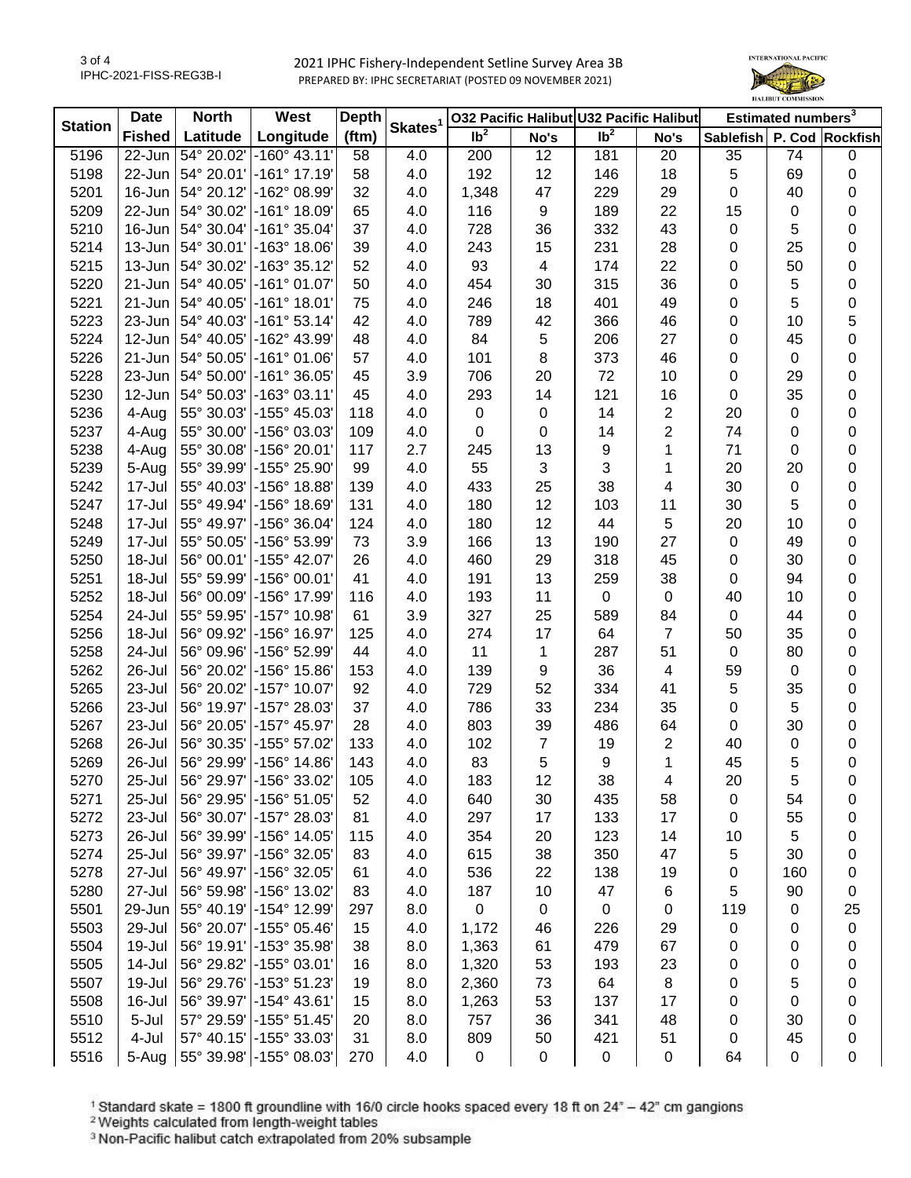2021 IPHC Fishery-Independent Setline Survey Area 3B

PREPARED BY: IPHC SECRETARIAT (POSTED 09 NOVEMBER 2021)

IPHC-2021-FISS-REG3B-I

| Station | Date | North | West | Depth | Skates[1] | O32 Pacific Halibut | | U32 Pacific Halibut | | Estimated numbers[3] | | |
|---|---|---|---|---|---|---|---|---|---|---|---|---|
| | Fished | Latitude | Longitude | (ftm) | | lb[2] | No's | lb[2] | No's | Sablefish | P. Cod | Rockfish |
| 5196 | 22-Jun | 54° 20.02' | -160° 43.11' | 58 | 4.0 | 200 | 12 | 181 | 20 | 35 | 74 | 0 |
| 5198 | 22-Jun | 54° 20.01' | -161° 17.19' | 58 | 4.0 | 192 | 12 | 146 | 18 | 5 | 69 | 0 |
| 5201 | 16-Jun | 54° 20.12' | -162° 08.99' | 32 | 4.0 | 1,348 | 47 | 229 | 29 | 0 | 40 | 0 |
| 5209 | 22-Jun | 54° 30.02' | -161° 18.09' | 65 | 4.0 | 116 | 9 | 189 | 22 | 15 | 0 | 0 |
| 5210 | 16-Jun | 54° 30.04' | -161° 35.04' | 37 | 4.0 | 728 | 36 | 332 | 43 | 0 | 5 | 0 |
| 5214 | 13-Jun | 54° 30.01' | -163° 18.06' | 39 | 4.0 | 243 | 15 | 231 | 28 | 0 | 25 | 0 |
| 5215 | 13-Jun | 54° 30.02' | -163° 35.12' | 52 | 4.0 | 93 | 4 | 174 | 22 | 0 | 50 | 0 |
| 5220 | 21-Jun | 54° 40.05' | -161° 01.07' | 50 | 4.0 | 454 | 30 | 315 | 36 | 0 | 5 | 0 |
| 5221 | 21-Jun | 54° 40.05' | -161° 18.01' | 75 | 4.0 | 246 | 18 | 401 | 49 | 0 | 5 | 0 |
| 5223 | 23-Jun | 54° 40.03' | -161° 53.14' | 42 | 4.0 | 789 | 42 | 366 | 46 | 0 | 10 | 5 |
| 5224 | 12-Jun | 54° 40.05' | -162° 43.99' | 48 | 4.0 | 84 | 5 | 206 | 27 | 0 | 45 | 0 |
| 5226 | 21-Jun | 54° 50.05' | -161° 01.06' | 57 | 4.0 | 101 | 8 | 373 | 46 | 0 | 0 | 0 |
| 5228 | 23-Jun | 54° 50.00' | -161° 36.05' | 45 | 3.9 | 706 | 20 | 72 | 10 | 0 | 29 | 0 |
| 5230 | 12-Jun | 54° 50.03' | -163° 03.11' | 45 | 4.0 | 293 | 14 | 121 | 16 | 0 | 35 | 0 |
| 5236 | 4-Aug | 55° 30.03' | -155° 45.03' | 118 | 4.0 | 0 | 0 | 14 | 2 | 20 | 0 | 0 |
| 5237 | 4-Aug | 55° 30.00' | -156° 03.03' | 109 | 4.0 | 0 | 0 | 14 | 2 | 74 | 0 | 0 |
| 5238 | 4-Aug | 55° 30.08' | -156° 20.01' | 117 | 2.7 | 245 | 13 | 9 | 1 | 71 | 0 | 0 |
| 5239 | 5-Aug | 55° 39.99' | -155° 25.90' | 99 | 4.0 | 55 | 3 | 3 | 1 | 20 | 20 | 0 |
| 5242 | 17-Jul | 55° 40.03' | -156° 18.88' | 139 | 4.0 | 433 | 25 | 38 | 4 | 30 | 0 | 0 |
| 5247 | 17-Jul | 55° 49.94' | -156° 18.69' | 131 | 4.0 | 180 | 12 | 103 | 11 | 30 | 5 | 0 |
| 5248 | 17-Jul | 55° 49.97' | -156° 36.04' | 124 | 4.0 | 180 | 12 | 44 | 5 | 20 | 10 | 0 |
| 5249 | 17-Jul | 55° 50.05' | -156° 53.99' | 73 | 3.9 | 166 | 13 | 190 | 27 | 0 | 49 | 0 |
| 5250 | 18-Jul | 56° 00.01' | -155° 42.07' | 26 | 4.0 | 460 | 29 | 318 | 45 | 0 | 30 | 0 |
| 5251 | 18-Jul | 55° 59.99' | -156° 00.01' | 41 | 4.0 | 191 | 13 | 259 | 38 | 0 | 94 | 0 |
| 5252 | 18-Jul | 56° 00.09' | -156° 17.99' | 116 | 4.0 | 193 | 11 | 0 | 0 | 40 | 10 | 0 |
| 5254 | 24-Jul | 55° 59.95' | -157° 10.98' | 61 | 3.9 | 327 | 25 | 589 | 84 | 0 | 44 | 0 |
| 5256 | 18-Jul | 56° 09.92' | -156° 16.97' | 125 | 4.0 | 274 | 17 | 64 | 7 | 50 | 35 | 0 |
| 5258 | 24-Jul | 56° 09.96' | -156° 52.99' | 44 | 4.0 | 11 | 1 | 287 | 51 | 0 | 80 | 0 |
| 5262 | 26-Jul | 56° 20.02' | -156° 15.86' | 153 | 4.0 | 139 | 9 | 36 | 4 | 59 | 0 | 0 |
| 5265 | 23-Jul | 56° 20.02' | -157° 10.07' | 92 | 4.0 | 729 | 52 | 334 | 41 | 5 | 35 | 0 |
| 5266 | 23-Jul | 56° 19.97' | -157° 28.03' | 37 | 4.0 | 786 | 33 | 234 | 35 | 0 | 5 | 0 |
| 5267 | 23-Jul | 56° 20.05' | -157° 45.97' | 28 | 4.0 | 803 | 39 | 486 | 64 | 0 | 30 | 0 |
| 5268 | 26-Jul | 56° 30.35' | -155° 57.02' | 133 | 4.0 | 102 | 7 | 19 | 2 | 40 | 0 | 0 |
| 5269 | 26-Jul | 56° 29.99' | -156° 14.86' | 143 | 4.0 | 83 | 5 | 9 | 1 | 45 | 5 | 0 |
| 5270 | 25-Jul | 56° 29.97' | -156° 33.02' | 105 | 4.0 | 183 | 12 | 38 | 4 | 20 | 5 | 0 |
| 5271 | 25-Jul | 56° 29.95' | -156° 51.05' | 52 | 4.0 | 640 | 30 | 435 | 58 | 0 | 54 | 0 |
| 5272 | 23-Jul | 56° 30.07' | -157° 28.03' | 81 | 4.0 | 297 | 17 | 133 | 17 | 0 | 55 | 0 |
| 5273 | 26-Jul | 56° 39.99' | -156° 14.05' | 115 | 4.0 | 354 | 20 | 123 | 14 | 10 | 5 | 0 |
| 5274 | 25-Jul | 56° 39.97' | -156° 32.05' | 83 | 4.0 | 615 | 38 | 350 | 47 | 5 | 30 | 0 |
| 5278 | 27-Jul | 56° 49.97' | -156° 32.05' | 61 | 4.0 | 536 | 22 | 138 | 19 | 0 | 160 | 0 |
| 5280 | 27-Jul | 56° 59.98' | -156° 13.02' | 83 | 4.0 | 187 | 10 | 47 | 6 | 5 | 90 | 0 |
| 5501 | 29-Jun | 55° 40.19' | -154° 12.99' | 297 | 8.0 | 0 | 0 | 0 | 0 | 119 | 0 | 25 |
| 5503 | 29-Jul | 56° 20.07' | -155° 05.46' | 15 | 4.0 | 1,172 | 46 | 226 | 29 | 0 | 0 | 0 |
| 5504 | 19-Jul | 56° 19.91' | -153° 35.98' | 38 | 8.0 | 1,363 | 61 | 479 | 67 | 0 | 0 | 0 |
| 5505 | 14-Jul | 56° 29.82' | -155° 03.01' | 16 | 8.0 | 1,320 | 53 | 193 | 23 | 0 | 0 | 0 |
| 5507 | 19-Jul | 56° 29.76' | -153° 51.23' | 19 | 8.0 | 2,360 | 73 | 64 | 8 | 0 | 5 | 0 |
| 5508 | 16-Jul | 56° 39.97' | -154° 43.61' | 15 | 8.0 | 1,263 | 53 | 137 | 17 | 0 | 0 | 0 |
| 5510 | 5-Jul | 57° 29.59' | -155° 51.45' | 20 | 8.0 | 757 | 36 | 341 | 48 | 0 | 30 | 0 |
| 5512 | 4-Jul | 57° 40.15' | -155° 33.03' | 31 | 8.0 | 809 | 50 | 421 | 51 | 0 | 45 | 0 |
| 5516 | 5-Aug | 55° 39.98' | -155° 08.03' | 270 | 4.0 | 0 | 0 | 0 | 0 | 64 | 0 | 0 |

[1] Standard skate = 1800 ft groundline with 16/0 circle hooks spaced every 18 ft on 24" – 42" cm gangions

[2] Weights calculated from length-weight tables

[3] Non-Pacific halibut catch extrapolated from 20% subsample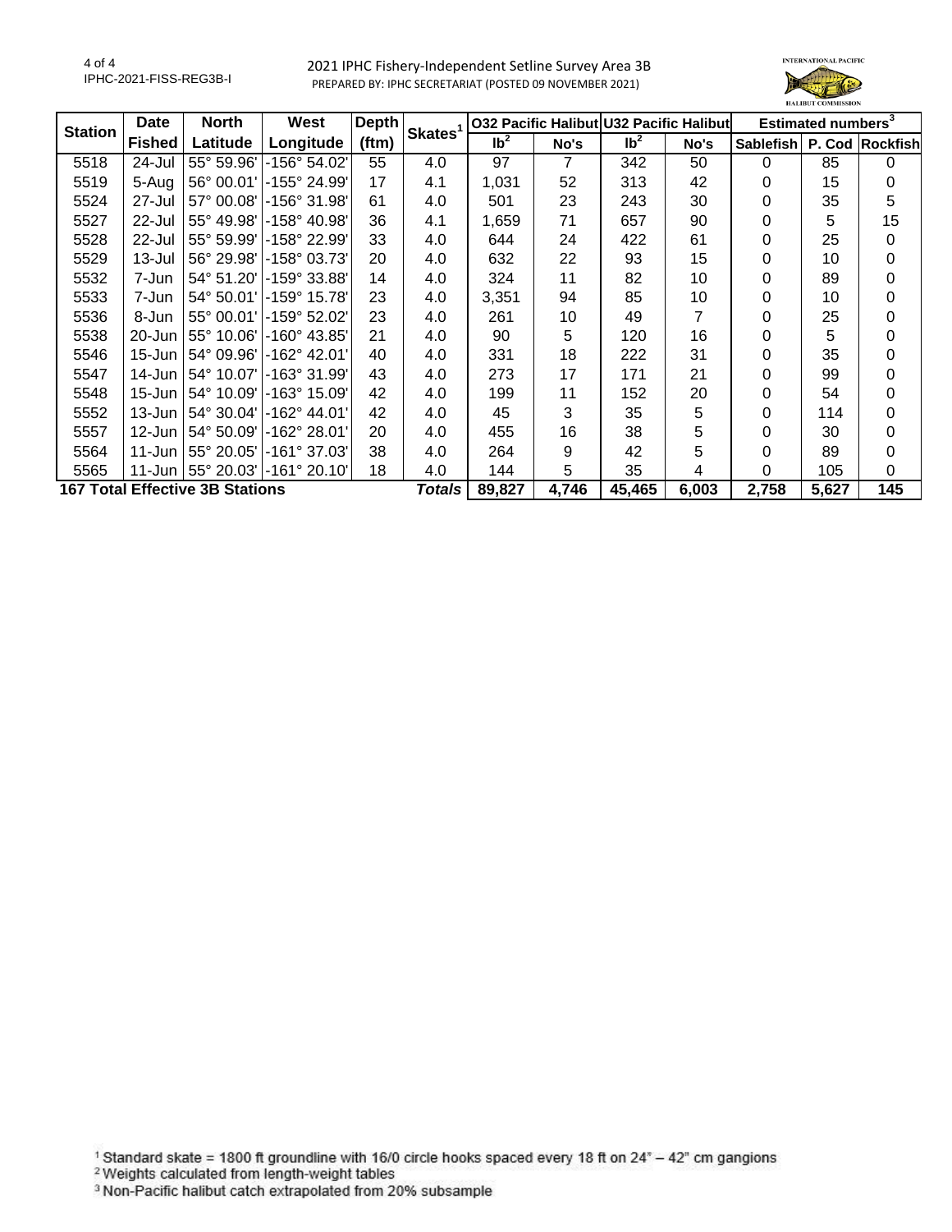# 2021 IPHC Fishery-Independent Setline Survey Area 3B

PREPARED BY: IPHC SECRETARIAT (POSTED 09 NOVEMBER 2021)

| Station | Date Fished | North Latitude | West Longitude | Depth (ftm) | Skates[1] | O32 Pacific Halibut lb[2] | O32 Pacific Halibut No's | U32 Pacific Halibut lb[2] | U32 Pacific Halibut No's | Estimated numbers[3] Sablefish | Estimated numbers[3] P. Cod | Estimated numbers[3] Rockfish |
|---|---|---|---|---|---|---|---|---|---|---|---|---|
| 5518 | 24-Jul | 55° 59.96' | -156° 54.02' | 55 | 4.0 | 97 | 7 | 342 | 50 | 0 | 85 | 0 |
| 5519 | 5-Aug | 56° 00.01' | -155° 24.99' | 17 | 4.1 | 1,031 | 52 | 313 | 42 | 0 | 15 | 0 |
| 5524 | 27-Jul | 57° 00.08' | -156° 31.98' | 61 | 4.0 | 501 | 23 | 243 | 30 | 0 | 35 | 5 |
| 5527 | 22-Jul | 55° 49.98' | -158° 40.98' | 36 | 4.1 | 1,659 | 71 | 657 | 90 | 0 | 5 | 15 |
| 5528 | 22-Jul | 55° 59.99' | -158° 22.99' | 33 | 4.0 | 644 | 24 | 422 | 61 | 0 | 25 | 0 |
| 5529 | 13-Jul | 56° 29.98' | -158° 03.73' | 20 | 4.0 | 632 | 22 | 93 | 15 | 0 | 10 | 0 |
| 5532 | 7-Jun | 54° 51.20' | -159° 33.88' | 14 | 4.0 | 324 | 11 | 82 | 10 | 0 | 89 | 0 |
| 5533 | 7-Jun | 54° 50.01' | -159° 15.78' | 23 | 4.0 | 3,351 | 94 | 85 | 10 | 0 | 10 | 0 |
| 5536 | 8-Jun | 55° 00.01' | -159° 52.02' | 23 | 4.0 | 261 | 10 | 49 | 7 | 0 | 25 | 0 |
| 5538 | 20-Jun | 55° 10.06' | -160° 43.85' | 21 | 4.0 | 90 | 5 | 120 | 16 | 0 | 5 | 0 |
| 5546 | 15-Jun | 54° 09.96' | -162° 42.01' | 40 | 4.0 | 331 | 18 | 222 | 31 | 0 | 35 | 0 |
| 5547 | 14-Jun | 54° 10.07' | -163° 31.99' | 43 | 4.0 | 273 | 17 | 171 | 21 | 0 | 99 | 0 |
| 5548 | 15-Jun | 54° 10.09' | -163° 15.09' | 42 | 4.0 | 199 | 11 | 152 | 20 | 0 | 54 | 0 |
| 5552 | 13-Jun | 54° 30.04' | -162° 44.01' | 42 | 4.0 | 45 | 3 | 35 | 5 | 0 | 114 | 0 |
| 5557 | 12-Jun | 54° 50.09' | -162° 28.01' | 20 | 4.0 | 455 | 16 | 38 | 5 | 0 | 30 | 0 |
| 5564 | 11-Jun | 55° 20.05' | -161° 37.03' | 38 | 4.0 | 264 | 9 | 42 | 5 | 0 | 89 | 0 |
| 5565 | 11-Jun | 55° 20.03' | -161° 20.10' | 18 | 4.0 | 144 | 5 | 35 | 4 | 0 | 105 | 0 |
| **167 Total Effective 3B Stations** | | | | | ***Totals*** | **89,827** | **4,746** | **45,465** | **6,003** | **2,758** | **5,627** | **145** |

[1] Standard skate = 1800 ft groundline with 16/0 circle hooks spaced every 18 ft on 24" – 42" cm gangions

[2] Weights calculated from length-weight tables

[3] Non-Pacific halibut catch extrapolated from 20% subsample